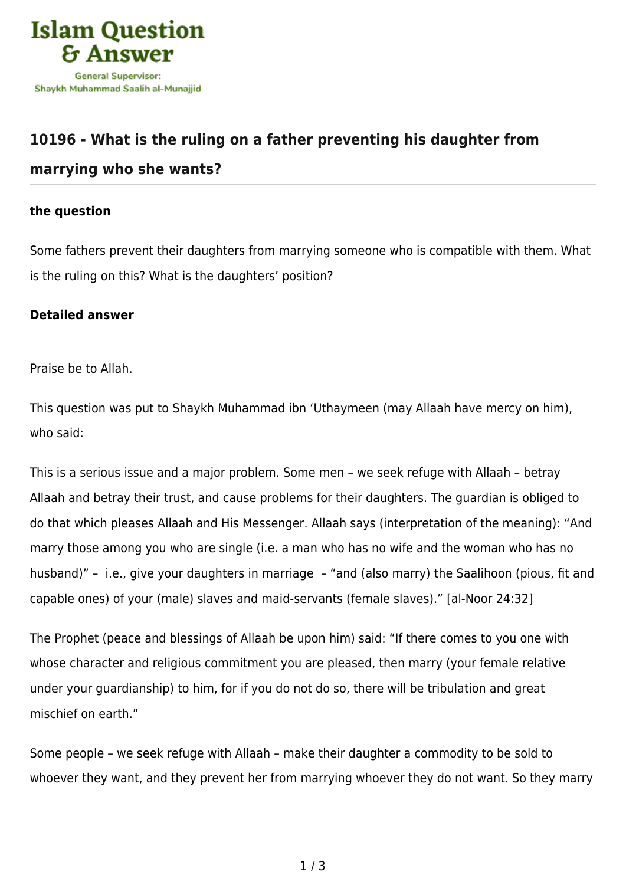# Islam Question & Answer

General Supervisor:
Shaykh Muhammad Saalih al-Munajjid

## 10196 - What is the ruling on a father preventing his daughter from marrying who she wants?

### the question

Some fathers prevent their daughters from marrying someone who is compatible with them. What is the ruling on this? What is the daughters' position?

### Detailed answer

Praise be to Allah.

This question was put to Shaykh Muhammad ibn 'Uthaymeen (may Allaah have mercy on him), who said:

This is a serious issue and a major problem. Some men – we seek refuge with Allaah – betray Allaah and betray their trust, and cause problems for their daughters. The guardian is obliged to do that which pleases Allaah and His Messenger. Allaah says (interpretation of the meaning): "And marry those among you who are single (i.e. a man who has no wife and the woman who has no husband)" – i.e., give your daughters in marriage – "and (also marry) the Saalihoon (pious, fit and capable ones) of your (male) slaves and maid-servants (female slaves)." [al-Noor 24:32]

The Prophet (peace and blessings of Allaah be upon him) said: "If there comes to you one with whose character and religious commitment you are pleased, then marry (your female relative under your guardianship) to him, for if you do not do so, there will be tribulation and great mischief on earth."

Some people – we seek refuge with Allaah – make their daughter a commodity to be sold to whoever they want, and they prevent her from marrying whoever they do not want. So they marry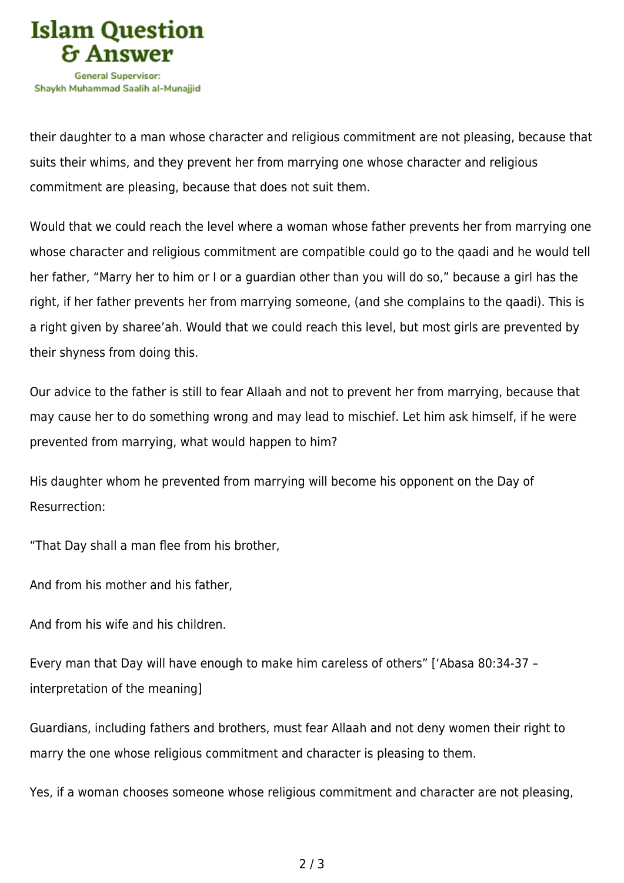their daughter to a man whose character and religious commitment are not pleasing, because that suits their whims, and they prevent her from marrying one whose character and religious commitment are pleasing, because that does not suit them.

Would that we could reach the level where a woman whose father prevents her from marrying one whose character and religious commitment are compatible could go to the qaadi and he would tell her father, "Marry her to him or I or a guardian other than you will do so," because a girl has the right, if her father prevents her from marrying someone, (and she complains to the qaadi). This is a right given by sharee'ah. Would that we could reach this level, but most girls are prevented by their shyness from doing this.

Our advice to the father is still to fear Allaah and not to prevent her from marrying, because that may cause her to do something wrong and may lead to mischief. Let him ask himself, if he were prevented from marrying, what would happen to him?

His daughter whom he prevented from marrying will become his opponent on the Day of Resurrection:

"That Day shall a man flee from his brother,

And from his mother and his father,

And from his wife and his children.

Every man that Day will have enough to make him careless of others" ['Abasa 80:34-37 – interpretation of the meaning]

Guardians, including fathers and brothers, must fear Allaah and not deny women their right to marry the one whose religious commitment and character is pleasing to them.

Yes, if a woman chooses someone whose religious commitment and character are not pleasing,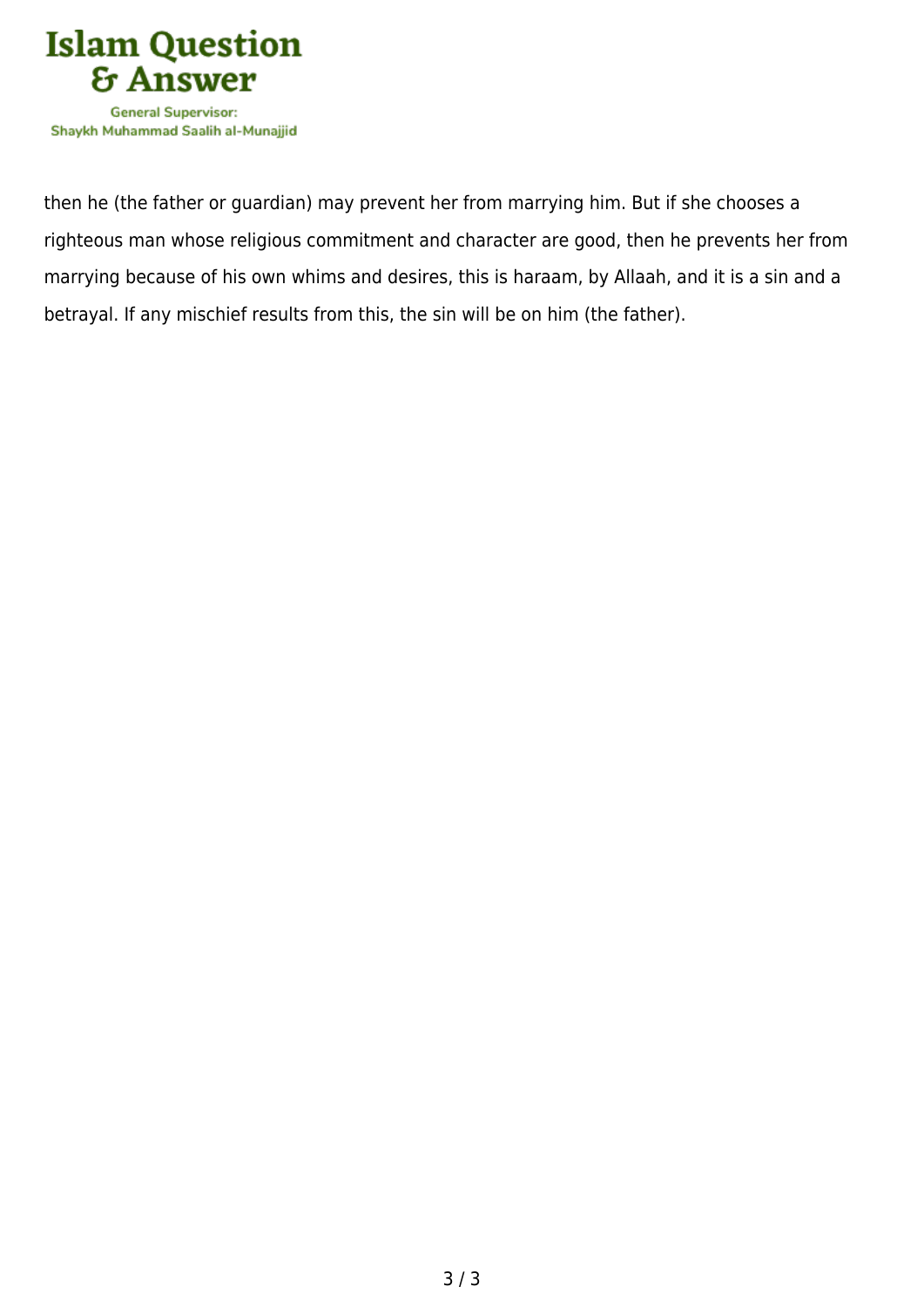then he (the father or guardian) may prevent her from marrying him. But if she chooses a righteous man whose religious commitment and character are good, then he prevents her from marrying because of his own whims and desires, this is haraam, by Allaah, and it is a sin and a betrayal. If any mischief results from this, the sin will be on him (the father).